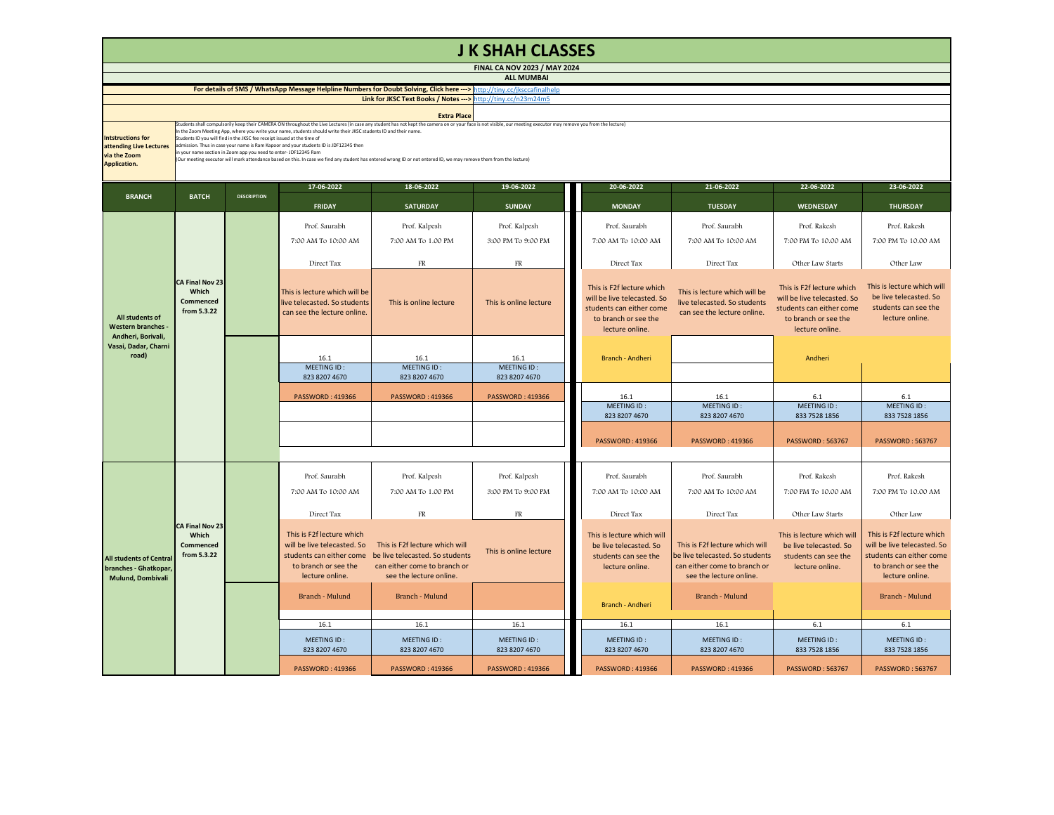# J K SHAH CLASSES

**FINAL CA NOV 2023 / MAY 2024**

**ALL MUMBAI**

For details of SMS / WhatsApp Message Helpline Numbers for Doubt Solving, Click here ---> http://tiny.cc/jksccafinalhelp

Link for JKSC Text Books / Notes ---> http://tiny.cc/n23m24m5

**Extra Place**

**Intstructions for attending Live Lectures via the Zoom Application.**

Students shall compulsorily keep their CAMERA ON throughout the Live Lectures (in case any student has not kept the camera on or your face is not visible, our meeting executor may remove you from the lecture)
In the Zoom Meeting App, where you write your name, students should write their JKSC students ID and their name.
Students ID you will find in the JKSC fee receipt issued at the time of admission. Thus in case your name is Ram Kapoor and your students ID is JDF12345 then in your name section in Zoom app you need to enter- JDF12345 Ram
(Our meeting executor will mark attendance based on this. In case we find any student has entered wrong ID or not entered ID, we may remove them from the lecture)

| BRANCH | BATCH | DESCRIPTION | 17-06-2022 FRIDAY | 18-06-2022 SATURDAY | 19-06-2022 SUNDAY | 20-06-2022 MONDAY | 21-06-2022 TUESDAY | 22-06-2022 WEDNESDAY | 23-06-2022 THURSDAY |
|---|---|---|---|---|---|---|---|---|---|
| All students of Western branches - Andheri, Borivali, Vasai, Dadar, Charni road) | CA Final Nov 23 Which Commenced from 5.3.22 | | Prof. Saurabh | Prof. Kalpesh | Prof. Kalpesh | Prof. Saurabh | Prof. Saurabh | Prof. Rakesh | Prof. Rakesh |
| | | | 7:00 AM To 10:00 AM | 7:00 AM To 1.00 PM | 3:00 PM To 9:00 PM | 7:00 AM To 10:00 AM | 7:00 AM To 10:00 AM | 7:00 PM To 10.00 AM | 7:00 PM To 10.00 AM |
| | | | Direct Tax | FR | FR | Direct Tax | Direct Tax | Other Law Starts | Other Law |
| | | | This is lecture which will be live telecasted. So students can see the lecture online. | This is online lecture | This is online lecture | This is F2f lecture which will be live telecasted. So students can either come to branch or see the lecture online. | This is lecture which will be live telecasted. So students can see the lecture online. | This is F2f lecture which will be live telecasted. So students can either come to branch or see the lecture online. | This is lecture which will be live telecasted. So students can see the lecture online. |
| | | | 16.1 | 16.1 | 16.1 | Branch - Andheri | | Andheri | |
| | | | MEETING ID : 823 8207 4670 | MEETING ID : 823 8207 4670 | MEETING ID : 823 8207 4670 | | | | |
| | | | PASSWORD : 419366 | PASSWORD : 419366 | PASSWORD : 419366 | 16.1 | 16.1 | 6.1 | 6.1 |
| | | | | | | MEETING ID : 823 8207 4670 | MEETING ID : 823 8207 4670 | MEETING ID : 833 7528 1856 | MEETING ID : 833 7528 1856 |
| | | | | | | PASSWORD : 419366 | PASSWORD : 419366 | PASSWORD : 563767 | PASSWORD : 563767 |
| All students of Central branches - Ghatkopar, Mulund, Dombivali | CA Final Nov 23 Which Commenced from 5.3.22 | | Prof. Saurabh | Prof. Kalpesh | Prof. Kalpesh | Prof. Saurabh | Prof. Saurabh | Prof. Rakesh | Prof. Rakesh |
| | | | 7:00 AM To 10:00 AM | 7:00 AM To 1.00 PM | 3:00 PM To 9:00 PM | 7:00 AM To 10:00 AM | 7:00 AM To 10:00 AM | 7:00 PM To 10.00 AM | 7:00 PM To 10.00 AM |
| | | | Direct Tax | FR | FR | Direct Tax | Direct Tax | Other Law Starts | Other Law |
| | | | This is F2f lecture which will be live telecasted. So students can either come to branch or see the lecture online. | This is F2f lecture which will be live telecasted. So students can either come to branch or see the lecture online. | This is online lecture | This is lecture which will be live telecasted. So students can see the lecture online. | This is F2f lecture which will be live telecasted. So students can either come to branch or see the lecture online. | This is lecture which will be live telecasted. So students can see the lecture online. | This is F2f lecture which will be live telecasted. So students can either come to branch or see the lecture online. |
| | | | Branch - Mulund | Branch - Mulund | | Branch - Andheri | Branch - Mulund | | Branch - Mulund |
| | | | 16.1 | 16.1 | 16.1 | 16.1 | 16.1 | 6.1 | 6.1 |
| | | | MEETING ID : 823 8207 4670 | MEETING ID : 823 8207 4670 | MEETING ID : 823 8207 4670 | MEETING ID : 823 8207 4670 | MEETING ID : 823 8207 4670 | MEETING ID : 833 7528 1856 | MEETING ID : 833 7528 1856 |
| | | | PASSWORD : 419366 | PASSWORD : 419366 | PASSWORD : 419366 | PASSWORD : 419366 | PASSWORD : 419366 | PASSWORD : 563767 | PASSWORD : 563767 |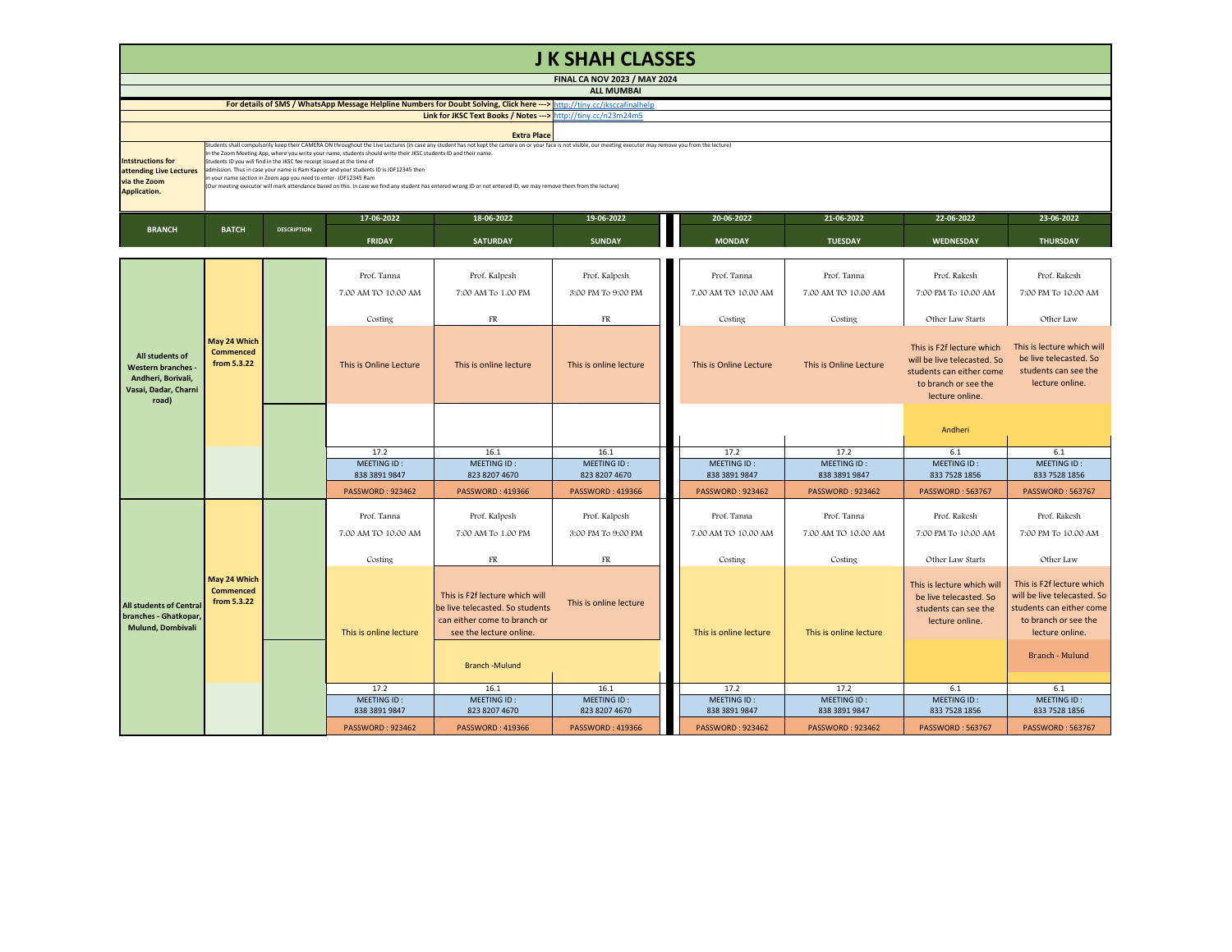# J K SHAH CLASSES

**FINAL CA NOV 2023 / MAY 2024**

**ALL MUMBAI**

**For details of SMS / WhatsApp Message Helpline Numbers for Doubt Solving, Click here --->** http://tiny.cc/jksccafinalhelp

**Link for JKSC Text Books / Notes --->** http://tiny.cc/n23m24m5

**Extra Place**

**Intstructions for attending Live Lectures via the Zoom Application.**

Students shall compulsorily keep their CAMERA ON throughout the Live Lectures (in case any student has not kept the camera on or your face is not visible, our meeting executor may remove you from the lecture)
In the Zoom Meeting App, where you write your name, students should write their JKSC students ID and their name.
Students ID you will find in the JKSC fee receipt issued at the time of admission. Thus in case your name is Ram Kapoor and your students ID is JDF12345 then in your name section in Zoom app you need to enter- JDF12345 Ram
(Our meeting executor will mark attendance based on this. In case we find any student has entered wrong ID or not entered ID, we may remove them from the lecture)

| BRANCH | BATCH | DESCRIPTION | 17-06-2022 FRIDAY | 18-06-2022 SATURDAY | 19-06-2022 SUNDAY | 20-06-2022 MONDAY | 21-06-2022 TUESDAY | 22-06-2022 WEDNESDAY | 23-06-2022 THURSDAY |
|---|---|---|---|---|---|---|---|---|---|
| All students of Western branches - Andheri, Borivali, Vasai, Dadar, Charni road) | May 24 Which Commenced from 5.3.22 | | Prof. Tanna 7.00 AM TO 10.00 AM Costing | Prof. Kalpesh 7:00 AM To 1.00 PM FR | Prof. Kalpesh 3:00 PM To 9:00 PM FR | Prof. Tanna 7.00 AM TO 10.00 AM Costing | Prof. Tanna 7.00 AM TO 10.00 AM Costing | Prof. Rakesh 7:00 PM To 10.00 AM Other Law Starts | Prof. Rakesh 7:00 PM To 10.00 AM Other Law |
| | | | This is Online Lecture | This is online lecture | This is online lecture | This is Online Lecture | This is Online Lecture | This is F2f lecture which will be live telecasted. So students can either come to branch or see the lecture online. | This is lecture which will be live telecasted. So students can see the lecture online. |
| | | | | | | | | Andheri | |
| | | | 17.2 | 16.1 | 16.1 | 17.2 | 17.2 | 6.1 | 6.1 |
| | | | MEETING ID : 838 3891 9847 | MEETING ID : 823 8207 4670 | MEETING ID : 823 8207 4670 | MEETING ID : 838 3891 9847 | MEETING ID : 838 3891 9847 | MEETING ID : 833 7528 1856 | MEETING ID : 833 7528 1856 |
| | | | PASSWORD : 923462 | PASSWORD : 419366 | PASSWORD : 419366 | PASSWORD : 923462 | PASSWORD : 923462 | PASSWORD : 563767 | PASSWORD : 563767 |
| All students of Central branches - Ghatkopar, Mulund, Dombivali | May 24 Which Commenced from 5.3.22 | | Prof. Tanna 7.00 AM TO 10.00 AM Costing | Prof. Kalpesh 7:00 AM To 1.00 PM FR | Prof. Kalpesh 3:00 PM To 9:00 PM FR | Prof. Tanna 7.00 AM TO 10.00 AM Costing | Prof. Tanna 7.00 AM TO 10.00 AM Costing | Prof. Rakesh 7:00 PM To 10.00 AM Other Law Starts | Prof. Rakesh 7:00 PM To 10.00 AM Other Law |
| | | | This is online lecture | This is F2f lecture which will be live telecasted. So students can either come to branch or see the lecture online. | This is online lecture | This is online lecture | This is online lecture | This is lecture which will be live telecasted. So students can see the lecture online. | This is F2f lecture which will be live telecasted. So students can either come to branch or see the lecture online. |
| | | | | Branch -Mulund | | | | | Branch - Mulund |
| | | | 17.2 | 16.1 | 16.1 | 17.2 | 17.2 | 6.1 | 6.1 |
| | | | MEETING ID : 838 3891 9847 | MEETING ID : 823 8207 4670 | MEETING ID : 823 8207 4670 | MEETING ID : 838 3891 9847 | MEETING ID : 838 3891 9847 | MEETING ID : 833 7528 1856 | MEETING ID : 833 7528 1856 |
| | | | PASSWORD : 923462 | PASSWORD : 419366 | PASSWORD : 419366 | PASSWORD : 923462 | PASSWORD : 923462 | PASSWORD : 563767 | PASSWORD : 563767 |